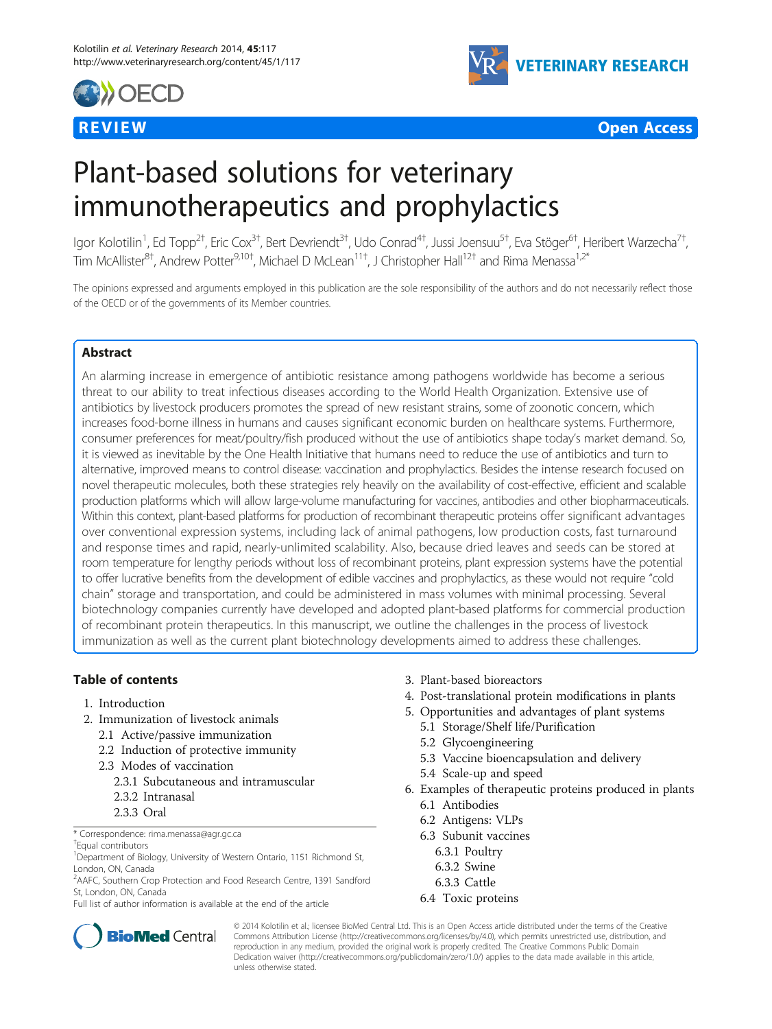REVIEW Open Access

# Plant-based solutions for veterinary immunotherapeutics and prophylactics

Igor Kolotilin[1], Ed Topp[2†], Eric Cox[3†], Bert Devriendt[3†], Udo Conrad[4†], Jussi Joensuu[5†], Eva Stöger[6†], Heribert Warzecha[7†], Tim McAllister[8†], Andrew Potter[9,10†], Michael D McLean[11†], J Christopher Hall[12†] and Rima Menassa[1,2*]

The opinions expressed and arguments employed in this publication are the sole responsibility of the authors and do not necessarily reflect those of the OECD or of the governments of its Member countries.

## Abstract

An alarming increase in emergence of antibiotic resistance among pathogens worldwide has become a serious threat to our ability to treat infectious diseases according to the World Health Organization. Extensive use of antibiotics by livestock producers promotes the spread of new resistant strains, some of zoonotic concern, which increases food-borne illness in humans and causes significant economic burden on healthcare systems. Furthermore, consumer preferences for meat/poultry/fish produced without the use of antibiotics shape today's market demand. So, it is viewed as inevitable by the One Health Initiative that humans need to reduce the use of antibiotics and turn to alternative, improved means to control disease: vaccination and prophylactics. Besides the intense research focused on novel therapeutic molecules, both these strategies rely heavily on the availability of cost-effective, efficient and scalable production platforms which will allow large-volume manufacturing for vaccines, antibodies and other biopharmaceuticals. Within this context, plant-based platforms for production of recombinant therapeutic proteins offer significant advantages over conventional expression systems, including lack of animal pathogens, low production costs, fast turnaround and response times and rapid, nearly-unlimited scalability. Also, because dried leaves and seeds can be stored at room temperature for lengthy periods without loss of recombinant proteins, plant expression systems have the potential to offer lucrative benefits from the development of edible vaccines and prophylactics, as these would not require "cold chain" storage and transportation, and could be administered in mass volumes with minimal processing. Several biotechnology companies currently have developed and adopted plant-based platforms for commercial production of recombinant protein therapeutics. In this manuscript, we outline the challenges in the process of livestock immunization as well as the current plant biotechnology developments aimed to address these challenges.

## Table of contents

1. Introduction
2. Immunization of livestock animals
   - 2.1 Active/passive immunization
   - 2.2 Induction of protective immunity
   - 2.3 Modes of vaccination
     - 2.3.1 Subcutaneous and intramuscular
     - 2.3.2 Intranasal
     - 2.3.3 Oral
3. Plant-based bioreactors
4. Post-translational protein modifications in plants
5. Opportunities and advantages of plant systems
   - 5.1 Storage/Shelf life/Purification
   - 5.2 Glycoengineering
   - 5.3 Vaccine bioencapsulation and delivery
   - 5.4 Scale-up and speed
6. Examples of therapeutic proteins produced in plants
   - 6.1 Antibodies
   - 6.2 Antigens: VLPs
   - 6.3 Subunit vaccines
     - 6.3.1 Poultry
     - 6.3.2 Swine
     - 6.3.3 Cattle
   - 6.4 Toxic proteins

\* Correspondence: rima.menassa@agr.gc.ca

†Equal contributors

[1]Department of Biology, University of Western Ontario, 1151 Richmond St, London, ON, Canada

[2]AAFC, Southern Crop Protection and Food Research Centre, 1391 Sandford St, London, ON, Canada

Full list of author information is available at the end of the article

© 2014 Kolotilin et al.; licensee BioMed Central Ltd. This is an Open Access article distributed under the terms of the Creative Commons Attribution License (http://creativecommons.org/licenses/by/4.0), which permits unrestricted use, distribution, and reproduction in any medium, provided the original work is properly credited. The Creative Commons Public Domain Dedication waiver (http://creativecommons.org/publicdomain/zero/1.0/) applies to the data made available in this article, unless otherwise stated.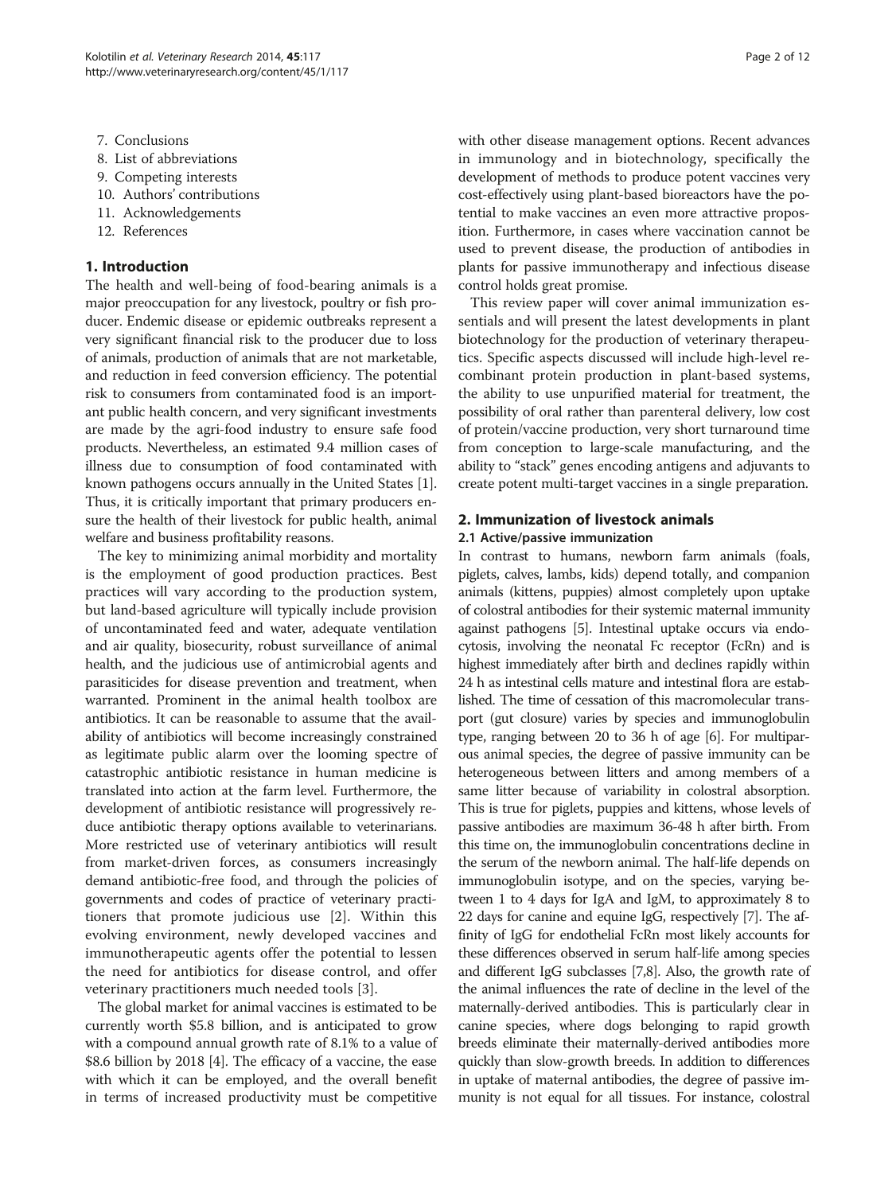7. Conclusions
8. List of abbreviations
9. Competing interests
10. Authors' contributions
11. Acknowledgements
12. References

## 1. Introduction

The health and well-being of food-bearing animals is a major preoccupation for any livestock, poultry or fish producer. Endemic disease or epidemic outbreaks represent a very significant financial risk to the producer due to loss of animals, production of animals that are not marketable, and reduction in feed conversion efficiency. The potential risk to consumers from contaminated food is an important public health concern, and very significant investments are made by the agri-food industry to ensure safe food products. Nevertheless, an estimated 9.4 million cases of illness due to consumption of food contaminated with known pathogens occurs annually in the United States [1]. Thus, it is critically important that primary producers ensure the health of their livestock for public health, animal welfare and business profitability reasons.

The key to minimizing animal morbidity and mortality is the employment of good production practices. Best practices will vary according to the production system, but land-based agriculture will typically include provision of uncontaminated feed and water, adequate ventilation and air quality, biosecurity, robust surveillance of animal health, and the judicious use of antimicrobial agents and parasiticides for disease prevention and treatment, when warranted. Prominent in the animal health toolbox are antibiotics. It can be reasonable to assume that the availability of antibiotics will become increasingly constrained as legitimate public alarm over the looming spectre of catastrophic antibiotic resistance in human medicine is translated into action at the farm level. Furthermore, the development of antibiotic resistance will progressively reduce antibiotic therapy options available to veterinarians. More restricted use of veterinary antibiotics will result from market-driven forces, as consumers increasingly demand antibiotic-free food, and through the policies of governments and codes of practice of veterinary practitioners that promote judicious use [2]. Within this evolving environment, newly developed vaccines and immunotherapeutic agents offer the potential to lessen the need for antibiotics for disease control, and offer veterinary practitioners much needed tools [3].

The global market for animal vaccines is estimated to be currently worth \$5.8 billion, and is anticipated to grow with a compound annual growth rate of 8.1% to a value of \$8.6 billion by 2018 [4]. The efficacy of a vaccine, the ease with which it can be employed, and the overall benefit in terms of increased productivity must be competitive with other disease management options. Recent advances in immunology and in biotechnology, specifically the development of methods to produce potent vaccines very cost-effectively using plant-based bioreactors have the potential to make vaccines an even more attractive proposition. Furthermore, in cases where vaccination cannot be used to prevent disease, the production of antibodies in plants for passive immunotherapy and infectious disease control holds great promise.

This review paper will cover animal immunization essentials and will present the latest developments in plant biotechnology for the production of veterinary therapeutics. Specific aspects discussed will include high-level recombinant protein production in plant-based systems, the ability to use unpurified material for treatment, the possibility of oral rather than parenteral delivery, low cost of protein/vaccine production, very short turnaround time from conception to large-scale manufacturing, and the ability to "stack" genes encoding antigens and adjuvants to create potent multi-target vaccines in a single preparation.

## 2. Immunization of livestock animals

### 2.1 Active/passive immunization

In contrast to humans, newborn farm animals (foals, piglets, calves, lambs, kids) depend totally, and companion animals (kittens, puppies) almost completely upon uptake of colostral antibodies for their systemic maternal immunity against pathogens [5]. Intestinal uptake occurs via endocytosis, involving the neonatal Fc receptor (FcRn) and is highest immediately after birth and declines rapidly within 24 h as intestinal cells mature and intestinal flora are established. The time of cessation of this macromolecular transport (gut closure) varies by species and immunoglobulin type, ranging between 20 to 36 h of age [6]. For multiparous animal species, the degree of passive immunity can be heterogeneous between litters and among members of a same litter because of variability in colostral absorption. This is true for piglets, puppies and kittens, whose levels of passive antibodies are maximum 36-48 h after birth. From this time on, the immunoglobulin concentrations decline in the serum of the newborn animal. The half-life depends on immunoglobulin isotype, and on the species, varying between 1 to 4 days for IgA and IgM, to approximately 8 to 22 days for canine and equine IgG, respectively [7]. The affinity of IgG for endothelial FcRn most likely accounts for these differences observed in serum half-life among species and different IgG subclasses [7,8]. Also, the growth rate of the animal influences the rate of decline in the level of the maternally-derived antibodies. This is particularly clear in canine species, where dogs belonging to rapid growth breeds eliminate their maternally-derived antibodies more quickly than slow-growth breeds. In addition to differences in uptake of maternal antibodies, the degree of passive immunity is not equal for all tissues. For instance, colostral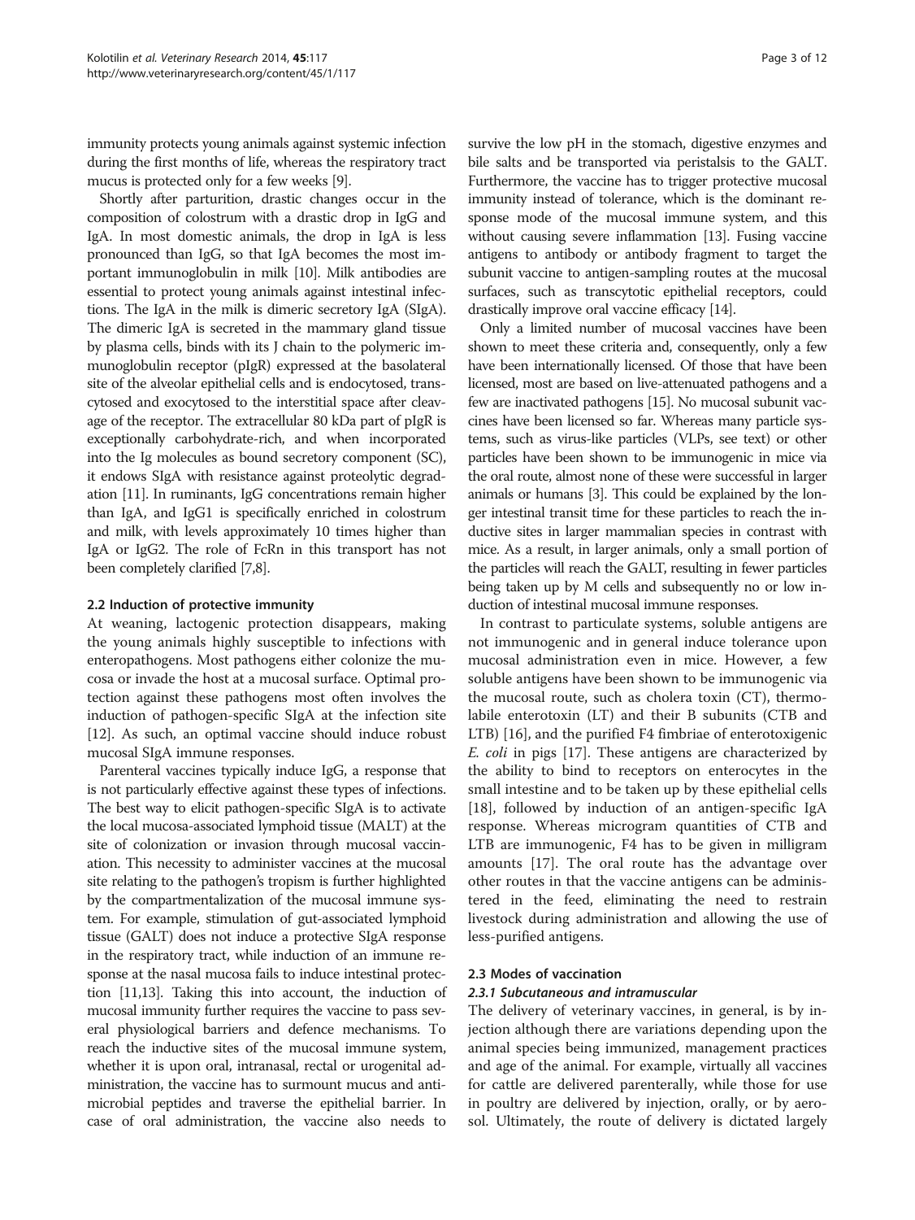immunity protects young animals against systemic infection during the first months of life, whereas the respiratory tract mucus is protected only for a few weeks [9].

Shortly after parturition, drastic changes occur in the composition of colostrum with a drastic drop in IgG and IgA. In most domestic animals, the drop in IgA is less pronounced than IgG, so that IgA becomes the most important immunoglobulin in milk [10]. Milk antibodies are essential to protect young animals against intestinal infections. The IgA in the milk is dimeric secretory IgA (SIgA). The dimeric IgA is secreted in the mammary gland tissue by plasma cells, binds with its J chain to the polymeric immunoglobulin receptor (pIgR) expressed at the basolateral site of the alveolar epithelial cells and is endocytosed, transcytosed and exocytosed to the interstitial space after cleavage of the receptor. The extracellular 80 kDa part of pIgR is exceptionally carbohydrate-rich, and when incorporated into the Ig molecules as bound secretory component (SC), it endows SIgA with resistance against proteolytic degradation [11]. In ruminants, IgG concentrations remain higher than IgA, and IgG1 is specifically enriched in colostrum and milk, with levels approximately 10 times higher than IgA or IgG2. The role of FcRn in this transport has not been completely clarified [7,8].

### 2.2 Induction of protective immunity

At weaning, lactogenic protection disappears, making the young animals highly susceptible to infections with enteropathogens. Most pathogens either colonize the mucosa or invade the host at a mucosal surface. Optimal protection against these pathogens most often involves the induction of pathogen-specific SIgA at the infection site [12]. As such, an optimal vaccine should induce robust mucosal SIgA immune responses.

Parenteral vaccines typically induce IgG, a response that is not particularly effective against these types of infections. The best way to elicit pathogen-specific SIgA is to activate the local mucosa-associated lymphoid tissue (MALT) at the site of colonization or invasion through mucosal vaccination. This necessity to administer vaccines at the mucosal site relating to the pathogen's tropism is further highlighted by the compartmentalization of the mucosal immune system. For example, stimulation of gut-associated lymphoid tissue (GALT) does not induce a protective SIgA response in the respiratory tract, while induction of an immune response at the nasal mucosa fails to induce intestinal protection [11,13]. Taking this into account, the induction of mucosal immunity further requires the vaccine to pass several physiological barriers and defence mechanisms. To reach the inductive sites of the mucosal immune system, whether it is upon oral, intranasal, rectal or urogenital administration, the vaccine has to surmount mucus and antimicrobial peptides and traverse the epithelial barrier. In case of oral administration, the vaccine also needs to survive the low pH in the stomach, digestive enzymes and bile salts and be transported via peristalsis to the GALT. Furthermore, the vaccine has to trigger protective mucosal immunity instead of tolerance, which is the dominant response mode of the mucosal immune system, and this without causing severe inflammation [13]. Fusing vaccine antigens to antibody or antibody fragment to target the subunit vaccine to antigen-sampling routes at the mucosal surfaces, such as transcytotic epithelial receptors, could drastically improve oral vaccine efficacy [14].

Only a limited number of mucosal vaccines have been shown to meet these criteria and, consequently, only a few have been internationally licensed. Of those that have been licensed, most are based on live-attenuated pathogens and a few are inactivated pathogens [15]. No mucosal subunit vaccines have been licensed so far. Whereas many particle systems, such as virus-like particles (VLPs, see text) or other particles have been shown to be immunogenic in mice via the oral route, almost none of these were successful in larger animals or humans [3]. This could be explained by the longer intestinal transit time for these particles to reach the inductive sites in larger mammalian species in contrast with mice. As a result, in larger animals, only a small portion of the particles will reach the GALT, resulting in fewer particles being taken up by M cells and subsequently no or low induction of intestinal mucosal immune responses.

In contrast to particulate systems, soluble antigens are not immunogenic and in general induce tolerance upon mucosal administration even in mice. However, a few soluble antigens have been shown to be immunogenic via the mucosal route, such as cholera toxin (CT), thermolabile enterotoxin (LT) and their B subunits (CTB and LTB) [16], and the purified F4 fimbriae of enterotoxigenic *E. coli* in pigs [17]. These antigens are characterized by the ability to bind to receptors on enterocytes in the small intestine and to be taken up by these epithelial cells [18], followed by induction of an antigen-specific IgA response. Whereas microgram quantities of CTB and LTB are immunogenic, F4 has to be given in milligram amounts [17]. The oral route has the advantage over other routes in that the vaccine antigens can be administered in the feed, eliminating the need to restrain livestock during administration and allowing the use of less-purified antigens.

### 2.3 Modes of vaccination

#### *2.3.1 Subcutaneous and intramuscular*

The delivery of veterinary vaccines, in general, is by injection although there are variations depending upon the animal species being immunized, management practices and age of the animal. For example, virtually all vaccines for cattle are delivered parenterally, while those for use in poultry are delivered by injection, orally, or by aerosol. Ultimately, the route of delivery is dictated largely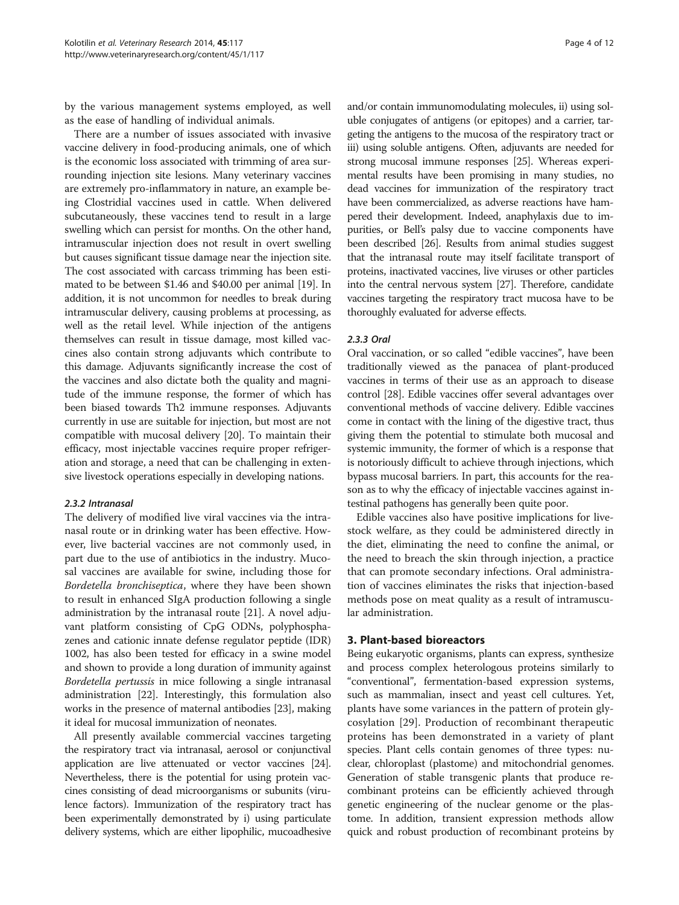by the various management systems employed, as well as the ease of handling of individual animals.

There are a number of issues associated with invasive vaccine delivery in food-producing animals, one of which is the economic loss associated with trimming of area surrounding injection site lesions. Many veterinary vaccines are extremely pro-inflammatory in nature, an example being Clostridial vaccines used in cattle. When delivered subcutaneously, these vaccines tend to result in a large swelling which can persist for months. On the other hand, intramuscular injection does not result in overt swelling but causes significant tissue damage near the injection site. The cost associated with carcass trimming has been estimated to be between $1.46 and $40.00 per animal [19]. In addition, it is not uncommon for needles to break during intramuscular delivery, causing problems at processing, as well as the retail level. While injection of the antigens themselves can result in tissue damage, most killed vaccines also contain strong adjuvants which contribute to this damage. Adjuvants significantly increase the cost of the vaccines and also dictate both the quality and magnitude of the immune response, the former of which has been biased towards Th2 immune responses. Adjuvants currently in use are suitable for injection, but most are not compatible with mucosal delivery [20]. To maintain their efficacy, most injectable vaccines require proper refrigeration and storage, a need that can be challenging in extensive livestock operations especially in developing nations.

#### 2.3.2 Intranasal

The delivery of modified live viral vaccines via the intranasal route or in drinking water has been effective. However, live bacterial vaccines are not commonly used, in part due to the use of antibiotics in the industry. Mucosal vaccines are available for swine, including those for *Bordetella bronchiseptica*, where they have been shown to result in enhanced SIgA production following a single administration by the intranasal route [21]. A novel adjuvant platform consisting of CpG ODNs, polyphosphazenes and cationic innate defense regulator peptide (IDR) 1002, has also been tested for efficacy in a swine model and shown to provide a long duration of immunity against *Bordetella pertussis* in mice following a single intranasal administration [22]. Interestingly, this formulation also works in the presence of maternal antibodies [23], making it ideal for mucosal immunization of neonates.

All presently available commercial vaccines targeting the respiratory tract via intranasal, aerosol or conjunctival application are live attenuated or vector vaccines [24]. Nevertheless, there is the potential for using protein vaccines consisting of dead microorganisms or subunits (virulence factors). Immunization of the respiratory tract has been experimentally demonstrated by i) using particulate delivery systems, which are either lipophilic, mucoadhesive and/or contain immunomodulating molecules, ii) using soluble conjugates of antigens (or epitopes) and a carrier, targeting the antigens to the mucosa of the respiratory tract or iii) using soluble antigens. Often, adjuvants are needed for strong mucosal immune responses [25]. Whereas experimental results have been promising in many studies, no dead vaccines for immunization of the respiratory tract have been commercialized, as adverse reactions have hampered their development. Indeed, anaphylaxis due to impurities, or Bell's palsy due to vaccine components have been described [26]. Results from animal studies suggest that the intranasal route may itself facilitate transport of proteins, inactivated vaccines, live viruses or other particles into the central nervous system [27]. Therefore, candidate vaccines targeting the respiratory tract mucosa have to be thoroughly evaluated for adverse effects.

#### 2.3.3 Oral

Oral vaccination, or so called "edible vaccines", have been traditionally viewed as the panacea of plant-produced vaccines in terms of their use as an approach to disease control [28]. Edible vaccines offer several advantages over conventional methods of vaccine delivery. Edible vaccines come in contact with the lining of the digestive tract, thus giving them the potential to stimulate both mucosal and systemic immunity, the former of which is a response that is notoriously difficult to achieve through injections, which bypass mucosal barriers. In part, this accounts for the reason as to why the efficacy of injectable vaccines against intestinal pathogens has generally been quite poor.

Edible vaccines also have positive implications for livestock welfare, as they could be administered directly in the diet, eliminating the need to confine the animal, or the need to breach the skin through injection, a practice that can promote secondary infections. Oral administration of vaccines eliminates the risks that injection-based methods pose on meat quality as a result of intramuscular administration.

## 3. Plant-based bioreactors

Being eukaryotic organisms, plants can express, synthesize and process complex heterologous proteins similarly to "conventional", fermentation-based expression systems, such as mammalian, insect and yeast cell cultures. Yet, plants have some variances in the pattern of protein glycosylation [29]. Production of recombinant therapeutic proteins has been demonstrated in a variety of plant species. Plant cells contain genomes of three types: nuclear, chloroplast (plastome) and mitochondrial genomes. Generation of stable transgenic plants that produce recombinant proteins can be efficiently achieved through genetic engineering of the nuclear genome or the plastome. In addition, transient expression methods allow quick and robust production of recombinant proteins by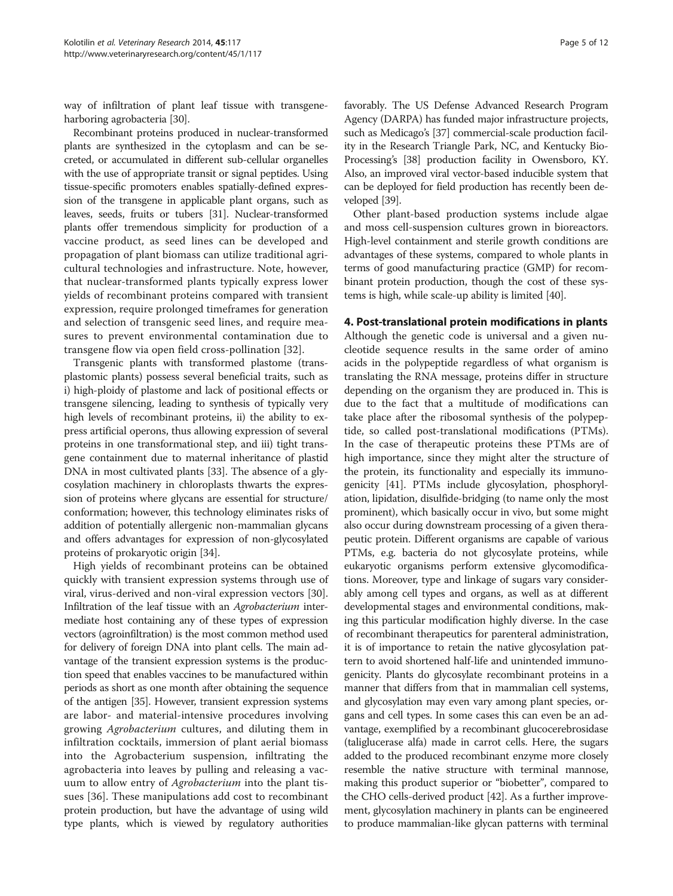way of infiltration of plant leaf tissue with transgene-harboring agrobacteria [30].

Recombinant proteins produced in nuclear-transformed plants are synthesized in the cytoplasm and can be secreted, or accumulated in different sub-cellular organelles with the use of appropriate transit or signal peptides. Using tissue-specific promoters enables spatially-defined expression of the transgene in applicable plant organs, such as leaves, seeds, fruits or tubers [31]. Nuclear-transformed plants offer tremendous simplicity for production of a vaccine product, as seed lines can be developed and propagation of plant biomass can utilize traditional agricultural technologies and infrastructure. Note, however, that nuclear-transformed plants typically express lower yields of recombinant proteins compared with transient expression, require prolonged timeframes for generation and selection of transgenic seed lines, and require measures to prevent environmental contamination due to transgene flow via open field cross-pollination [32].

Transgenic plants with transformed plastome (transplastomic plants) possess several beneficial traits, such as i) high-ploidy of plastome and lack of positional effects or transgene silencing, leading to synthesis of typically very high levels of recombinant proteins, ii) the ability to express artificial operons, thus allowing expression of several proteins in one transformational step, and iii) tight transgene containment due to maternal inheritance of plastid DNA in most cultivated plants [33]. The absence of a glycosylation machinery in chloroplasts thwarts the expression of proteins where glycans are essential for structure/conformation; however, this technology eliminates risks of addition of potentially allergenic non-mammalian glycans and offers advantages for expression of non-glycosylated proteins of prokaryotic origin [34].

High yields of recombinant proteins can be obtained quickly with transient expression systems through use of viral, virus-derived and non-viral expression vectors [30]. Infiltration of the leaf tissue with an *Agrobacterium* intermediate host containing any of these types of expression vectors (agroinfiltration) is the most common method used for delivery of foreign DNA into plant cells. The main advantage of the transient expression systems is the production speed that enables vaccines to be manufactured within periods as short as one month after obtaining the sequence of the antigen [35]. However, transient expression systems are labor- and material-intensive procedures involving growing *Agrobacterium* cultures, and diluting them in infiltration cocktails, immersion of plant aerial biomass into the Agrobacterium suspension, infiltrating the agrobacteria into leaves by pulling and releasing a vacuum to allow entry of *Agrobacterium* into the plant tissues [36]. These manipulations add cost to recombinant protein production, but have the advantage of using wild type plants, which is viewed by regulatory authorities favorably. The US Defense Advanced Research Program Agency (DARPA) has funded major infrastructure projects, such as Medicago's [37] commercial-scale production facility in the Research Triangle Park, NC, and Kentucky BioProcessing's [38] production facility in Owensboro, KY. Also, an improved viral vector-based inducible system that can be deployed for field production has recently been developed [39].

Other plant-based production systems include algae and moss cell-suspension cultures grown in bioreactors. High-level containment and sterile growth conditions are advantages of these systems, compared to whole plants in terms of good manufacturing practice (GMP) for recombinant protein production, though the cost of these systems is high, while scale-up ability is limited [40].

## 4. Post-translational protein modifications in plants

Although the genetic code is universal and a given nucleotide sequence results in the same order of amino acids in the polypeptide regardless of what organism is translating the RNA message, proteins differ in structure depending on the organism they are produced in. This is due to the fact that a multitude of modifications can take place after the ribosomal synthesis of the polypeptide, so called post-translational modifications (PTMs). In the case of therapeutic proteins these PTMs are of high importance, since they might alter the structure of the protein, its functionality and especially its immunogenicity [41]. PTMs include glycosylation, phosphorylation, lipidation, disulfide-bridging (to name only the most prominent), which basically occur in vivo, but some might also occur during downstream processing of a given therapeutic protein. Different organisms are capable of various PTMs, e.g. bacteria do not glycosylate proteins, while eukaryotic organisms perform extensive glycomodifications. Moreover, type and linkage of sugars vary considerably among cell types and organs, as well as at different developmental stages and environmental conditions, making this particular modification highly diverse. In the case of recombinant therapeutics for parenteral administration, it is of importance to retain the native glycosylation pattern to avoid shortened half-life and unintended immunogenicity. Plants do glycosylate recombinant proteins in a manner that differs from that in mammalian cell systems, and glycosylation may even vary among plant species, organs and cell types. In some cases this can even be an advantage, exemplified by a recombinant glucocerebrosidase (taliglucerase alfa) made in carrot cells. Here, the sugars added to the produced recombinant enzyme more closely resemble the native structure with terminal mannose, making this product superior or "biobetter", compared to the CHO cells-derived product [42]. As a further improvement, glycosylation machinery in plants can be engineered to produce mammalian-like glycan patterns with terminal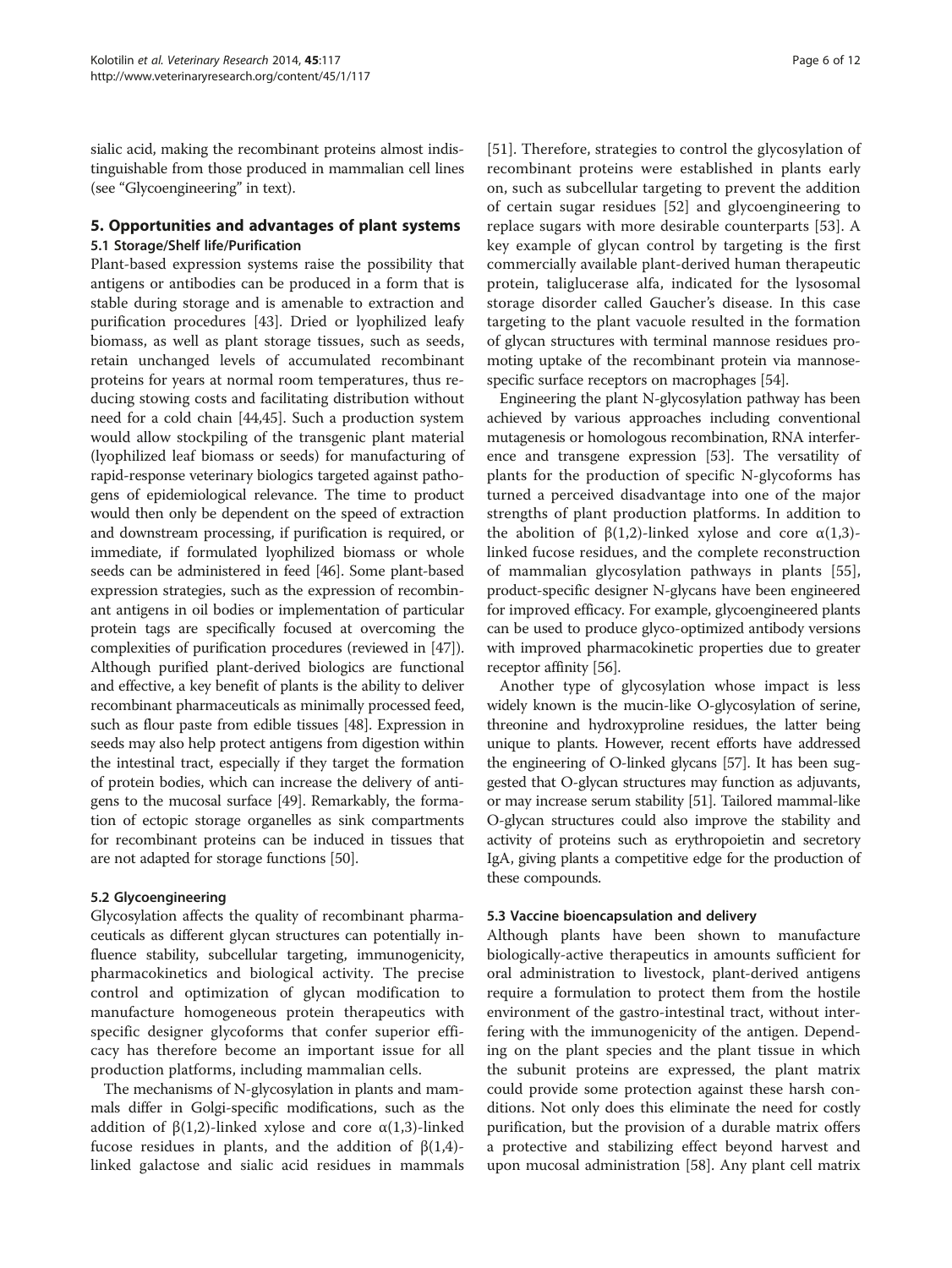sialic acid, making the recombinant proteins almost indistinguishable from those produced in mammalian cell lines (see "Glycoengineering" in text).

## 5. Opportunities and advantages of plant systems

### 5.1 Storage/Shelf life/Purification

Plant-based expression systems raise the possibility that antigens or antibodies can be produced in a form that is stable during storage and is amenable to extraction and purification procedures [43]. Dried or lyophilized leafy biomass, as well as plant storage tissues, such as seeds, retain unchanged levels of accumulated recombinant proteins for years at normal room temperatures, thus reducing stowing costs and facilitating distribution without need for a cold chain [44,45]. Such a production system would allow stockpiling of the transgenic plant material (lyophilized leaf biomass or seeds) for manufacturing of rapid-response veterinary biologics targeted against pathogens of epidemiological relevance. The time to product would then only be dependent on the speed of extraction and downstream processing, if purification is required, or immediate, if formulated lyophilized biomass or whole seeds can be administered in feed [46]. Some plant-based expression strategies, such as the expression of recombinant antigens in oil bodies or implementation of particular protein tags are specifically focused at overcoming the complexities of purification procedures (reviewed in [47]). Although purified plant-derived biologics are functional and effective, a key benefit of plants is the ability to deliver recombinant pharmaceuticals as minimally processed feed, such as flour paste from edible tissues [48]. Expression in seeds may also help protect antigens from digestion within the intestinal tract, especially if they target the formation of protein bodies, which can increase the delivery of antigens to the mucosal surface [49]. Remarkably, the formation of ectopic storage organelles as sink compartments for recombinant proteins can be induced in tissues that are not adapted for storage functions [50].

### 5.2 Glycoengineering

Glycosylation affects the quality of recombinant pharmaceuticals as different glycan structures can potentially influence stability, subcellular targeting, immunogenicity, pharmacokinetics and biological activity. The precise control and optimization of glycan modification to manufacture homogeneous protein therapeutics with specific designer glycoforms that confer superior efficacy has therefore become an important issue for all production platforms, including mammalian cells.

The mechanisms of N-glycosylation in plants and mammals differ in Golgi-specific modifications, such as the addition of β(1,2)-linked xylose and core α(1,3)-linked fucose residues in plants, and the addition of β(1,4)-linked galactose and sialic acid residues in mammals [51]. Therefore, strategies to control the glycosylation of recombinant proteins were established in plants early on, such as subcellular targeting to prevent the addition of certain sugar residues [52] and glycoengineering to replace sugars with more desirable counterparts [53]. A key example of glycan control by targeting is the first commercially available plant-derived human therapeutic protein, taliglucerase alfa, indicated for the lysosomal storage disorder called Gaucher's disease. In this case targeting to the plant vacuole resulted in the formation of glycan structures with terminal mannose residues promoting uptake of the recombinant protein via mannose-specific surface receptors on macrophages [54].

Engineering the plant N-glycosylation pathway has been achieved by various approaches including conventional mutagenesis or homologous recombination, RNA interference and transgene expression [53]. The versatility of plants for the production of specific N-glycoforms has turned a perceived disadvantage into one of the major strengths of plant production platforms. In addition to the abolition of β(1,2)-linked xylose and core α(1,3)-linked fucose residues, and the complete reconstruction of mammalian glycosylation pathways in plants [55], product-specific designer N-glycans have been engineered for improved efficacy. For example, glycoengineered plants can be used to produce glyco-optimized antibody versions with improved pharmacokinetic properties due to greater receptor affinity [56].

Another type of glycosylation whose impact is less widely known is the mucin-like O-glycosylation of serine, threonine and hydroxyproline residues, the latter being unique to plants. However, recent efforts have addressed the engineering of O-linked glycans [57]. It has been suggested that O-glycan structures may function as adjuvants, or may increase serum stability [51]. Tailored mammal-like O-glycan structures could also improve the stability and activity of proteins such as erythropoietin and secretory IgA, giving plants a competitive edge for the production of these compounds.

### 5.3 Vaccine bioencapsulation and delivery

Although plants have been shown to manufacture biologically-active therapeutics in amounts sufficient for oral administration to livestock, plant-derived antigens require a formulation to protect them from the hostile environment of the gastro-intestinal tract, without interfering with the immunogenicity of the antigen. Depending on the plant species and the plant tissue in which the subunit proteins are expressed, the plant matrix could provide some protection against these harsh conditions. Not only does this eliminate the need for costly purification, but the provision of a durable matrix offers a protective and stabilizing effect beyond harvest and upon mucosal administration [58]. Any plant cell matrix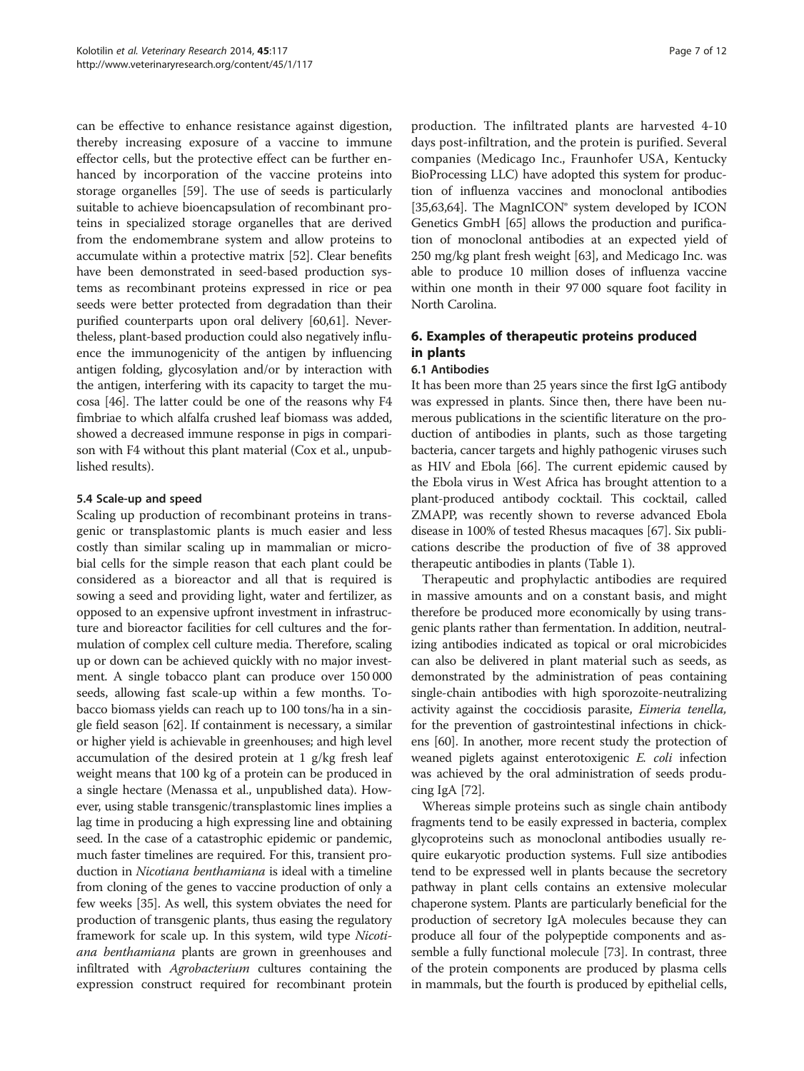can be effective to enhance resistance against digestion, thereby increasing exposure of a vaccine to immune effector cells, but the protective effect can be further enhanced by incorporation of the vaccine proteins into storage organelles [59]. The use of seeds is particularly suitable to achieve bioencapsulation of recombinant proteins in specialized storage organelles that are derived from the endomembrane system and allow proteins to accumulate within a protective matrix [52]. Clear benefits have been demonstrated in seed-based production systems as recombinant proteins expressed in rice or pea seeds were better protected from degradation than their purified counterparts upon oral delivery [60,61]. Nevertheless, plant-based production could also negatively influence the immunogenicity of the antigen by influencing antigen folding, glycosylation and/or by interaction with the antigen, interfering with its capacity to target the mucosa [46]. The latter could be one of the reasons why F4 fimbriae to which alfalfa crushed leaf biomass was added, showed a decreased immune response in pigs in comparison with F4 without this plant material (Cox et al., unpublished results).

### 5.4 Scale-up and speed

Scaling up production of recombinant proteins in transgenic or transplastomic plants is much easier and less costly than similar scaling up in mammalian or microbial cells for the simple reason that each plant could be considered as a bioreactor and all that is required is sowing a seed and providing light, water and fertilizer, as opposed to an expensive upfront investment in infrastructure and bioreactor facilities for cell cultures and the formulation of complex cell culture media. Therefore, scaling up or down can be achieved quickly with no major investment. A single tobacco plant can produce over 150 000 seeds, allowing fast scale-up within a few months. Tobacco biomass yields can reach up to 100 tons/ha in a single field season [62]. If containment is necessary, a similar or higher yield is achievable in greenhouses; and high level accumulation of the desired protein at 1 g/kg fresh leaf weight means that 100 kg of a protein can be produced in a single hectare (Menassa et al., unpublished data). However, using stable transgenic/transplastomic lines implies a lag time in producing a high expressing line and obtaining seed. In the case of a catastrophic epidemic or pandemic, much faster timelines are required. For this, transient production in *Nicotiana benthamiana* is ideal with a timeline from cloning of the genes to vaccine production of only a few weeks [35]. As well, this system obviates the need for production of transgenic plants, thus easing the regulatory framework for scale up. In this system, wild type *Nicotiana benthamiana* plants are grown in greenhouses and infiltrated with *Agrobacterium* cultures containing the expression construct required for recombinant protein production. The infiltrated plants are harvested 4-10 days post-infiltration, and the protein is purified. Several companies (Medicago Inc., Fraunhofer USA, Kentucky BioProcessing LLC) have adopted this system for production of influenza vaccines and monoclonal antibodies [35,63,64]. The MagnICON® system developed by ICON Genetics GmbH [65] allows the production and purification of monoclonal antibodies at an expected yield of 250 mg/kg plant fresh weight [63], and Medicago Inc. was able to produce 10 million doses of influenza vaccine within one month in their 97 000 square foot facility in North Carolina.

## 6. Examples of therapeutic proteins produced in plants

### 6.1 Antibodies

It has been more than 25 years since the first IgG antibody was expressed in plants. Since then, there have been numerous publications in the scientific literature on the production of antibodies in plants, such as those targeting bacteria, cancer targets and highly pathogenic viruses such as HIV and Ebola [66]. The current epidemic caused by the Ebola virus in West Africa has brought attention to a plant-produced antibody cocktail. This cocktail, called ZMAPP, was recently shown to reverse advanced Ebola disease in 100% of tested Rhesus macaques [67]. Six publications describe the production of five of 38 approved therapeutic antibodies in plants (Table 1).

Therapeutic and prophylactic antibodies are required in massive amounts and on a constant basis, and might therefore be produced more economically by using transgenic plants rather than fermentation. In addition, neutralizing antibodies indicated as topical or oral microbicides can also be delivered in plant material such as seeds, as demonstrated by the administration of peas containing single-chain antibodies with high sporozoite-neutralizing activity against the coccidiosis parasite, *Eimeria tenella,* for the prevention of gastrointestinal infections in chickens [60]. In another, more recent study the protection of weaned piglets against enterotoxigenic *E. coli* infection was achieved by the oral administration of seeds producing IgA [72].

Whereas simple proteins such as single chain antibody fragments tend to be easily expressed in bacteria, complex glycoproteins such as monoclonal antibodies usually require eukaryotic production systems. Full size antibodies tend to be expressed well in plants because the secretory pathway in plant cells contains an extensive molecular chaperone system. Plants are particularly beneficial for the production of secretory IgA molecules because they can produce all four of the polypeptide components and assemble a fully functional molecule [73]. In contrast, three of the protein components are produced by plasma cells in mammals, but the fourth is produced by epithelial cells,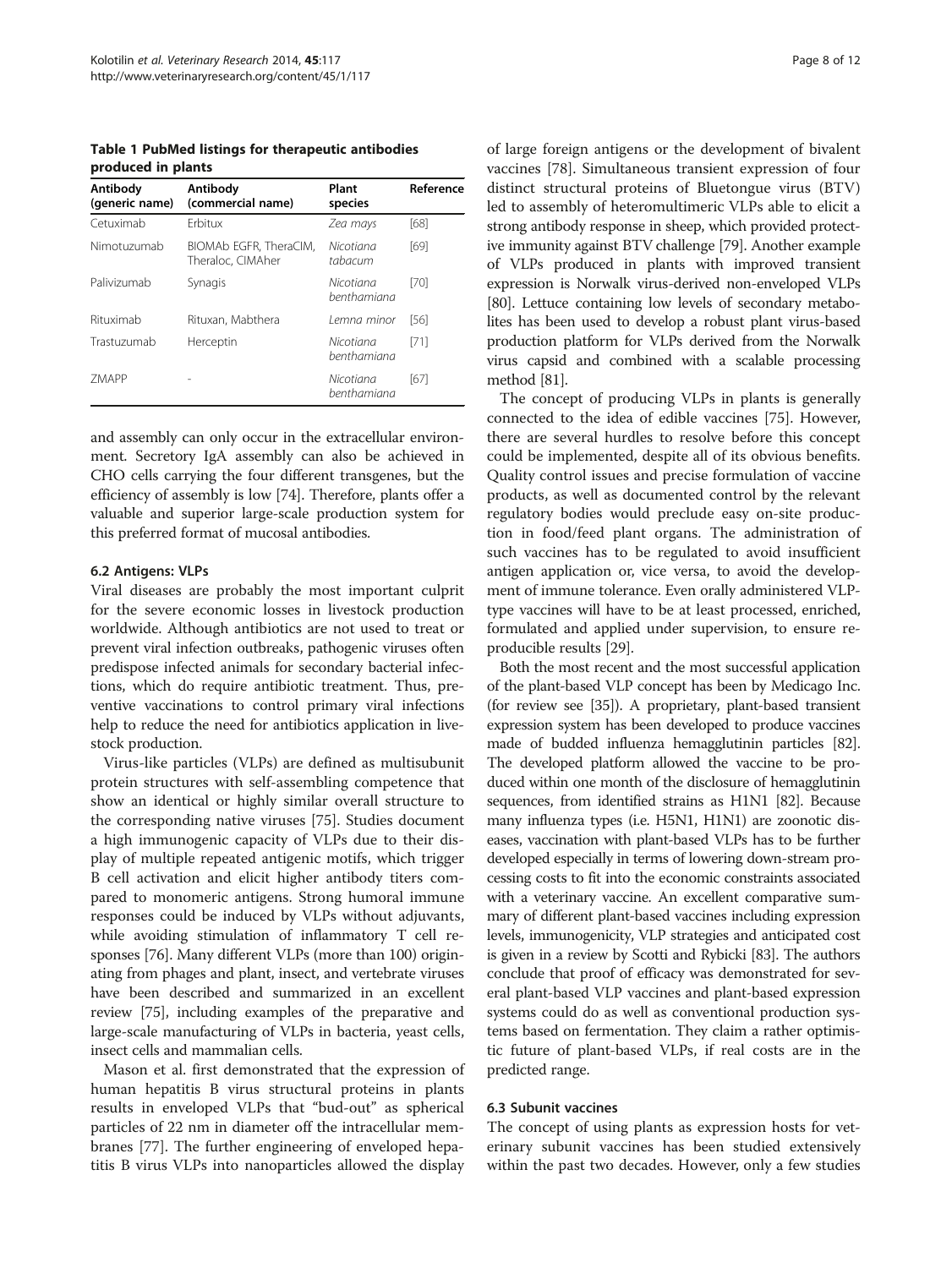**Table 1 PubMed listings for therapeutic antibodies produced in plants**

| Antibody (generic name) | Antibody (commercial name) | Plant species | Reference |
|---|---|---|---|
| Cetuximab | Erbitux | *Zea mays* | [68] |
| Nimotuzumab | BIOMAb EGFR, TheraCIM, Theraloc, CIMAher | *Nicotiana tabacum* | [69] |
| Palivizumab | Synagis | *Nicotiana benthamiana* | [70] |
| Rituximab | Rituxan, Mabthera | *Lemna minor* | [56] |
| Trastuzumab | Herceptin | *Nicotiana benthamiana* | [71] |
| ZMAPP | - | *Nicotiana benthamiana* | [67] |

and assembly can only occur in the extracellular environment. Secretory IgA assembly can also be achieved in CHO cells carrying the four different transgenes, but the efficiency of assembly is low [74]. Therefore, plants offer a valuable and superior large-scale production system for this preferred format of mucosal antibodies.

### 6.2 Antigens: VLPs

Viral diseases are probably the most important culprit for the severe economic losses in livestock production worldwide. Although antibiotics are not used to treat or prevent viral infection outbreaks, pathogenic viruses often predispose infected animals for secondary bacterial infections, which do require antibiotic treatment. Thus, preventive vaccinations to control primary viral infections help to reduce the need for antibiotics application in livestock production.

Virus-like particles (VLPs) are defined as multisubunit protein structures with self-assembling competence that show an identical or highly similar overall structure to the corresponding native viruses [75]. Studies document a high immunogenic capacity of VLPs due to their display of multiple repeated antigenic motifs, which trigger B cell activation and elicit higher antibody titers compared to monomeric antigens. Strong humoral immune responses could be induced by VLPs without adjuvants, while avoiding stimulation of inflammatory T cell responses [76]. Many different VLPs (more than 100) originating from phages and plant, insect, and vertebrate viruses have been described and summarized in an excellent review [75], including examples of the preparative and large-scale manufacturing of VLPs in bacteria, yeast cells, insect cells and mammalian cells.

Mason et al. first demonstrated that the expression of human hepatitis B virus structural proteins in plants results in enveloped VLPs that "bud-out" as spherical particles of 22 nm in diameter off the intracellular membranes [77]. The further engineering of enveloped hepatitis B virus VLPs into nanoparticles allowed the display of large foreign antigens or the development of bivalent vaccines [78]. Simultaneous transient expression of four distinct structural proteins of Bluetongue virus (BTV) led to assembly of heteromultimeric VLPs able to elicit a strong antibody response in sheep, which provided protective immunity against BTV challenge [79]. Another example of VLPs produced in plants with improved transient expression is Norwalk virus-derived non-enveloped VLPs [80]. Lettuce containing low levels of secondary metabolites has been used to develop a robust plant virus-based production platform for VLPs derived from the Norwalk virus capsid and combined with a scalable processing method [81].

The concept of producing VLPs in plants is generally connected to the idea of edible vaccines [75]. However, there are several hurdles to resolve before this concept could be implemented, despite all of its obvious benefits. Quality control issues and precise formulation of vaccine products, as well as documented control by the relevant regulatory bodies would preclude easy on-site production in food/feed plant organs. The administration of such vaccines has to be regulated to avoid insufficient antigen application or, vice versa, to avoid the development of immune tolerance. Even orally administered VLP-type vaccines will have to be at least processed, enriched, formulated and applied under supervision, to ensure reproducible results [29].

Both the most recent and the most successful application of the plant-based VLP concept has been by Medicago Inc. (for review see [35]). A proprietary, plant-based transient expression system has been developed to produce vaccines made of budded influenza hemagglutinin particles [82]. The developed platform allowed the vaccine to be produced within one month of the disclosure of hemagglutinin sequences, from identified strains as H1N1 [82]. Because many influenza types (i.e. H5N1, H1N1) are zoonotic diseases, vaccination with plant-based VLPs has to be further developed especially in terms of lowering down-stream processing costs to fit into the economic constraints associated with a veterinary vaccine. An excellent comparative summary of different plant-based vaccines including expression levels, immunogenicity, VLP strategies and anticipated cost is given in a review by Scotti and Rybicki [83]. The authors conclude that proof of efficacy was demonstrated for several plant-based VLP vaccines and plant-based expression systems could do as well as conventional production systems based on fermentation. They claim a rather optimistic future of plant-based VLPs, if real costs are in the predicted range.

### 6.3 Subunit vaccines

The concept of using plants as expression hosts for veterinary subunit vaccines has been studied extensively within the past two decades. However, only a few studies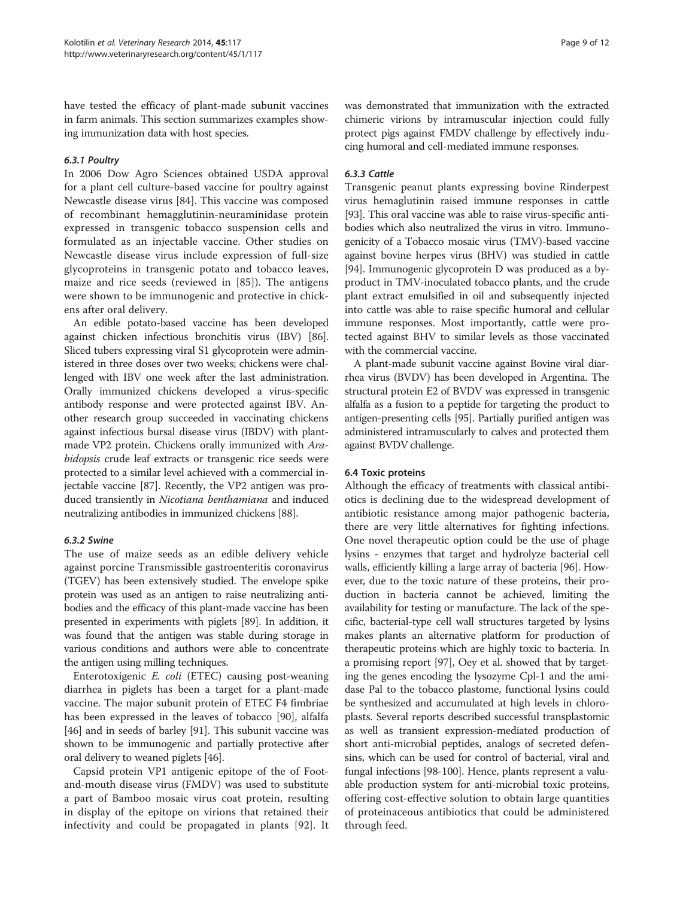have tested the efficacy of plant-made subunit vaccines in farm animals. This section summarizes examples showing immunization data with host species.

#### 6.3.1 Poultry

In 2006 Dow Agro Sciences obtained USDA approval for a plant cell culture-based vaccine for poultry against Newcastle disease virus [84]. This vaccine was composed of recombinant hemagglutinin-neuraminidase protein expressed in transgenic tobacco suspension cells and formulated as an injectable vaccine. Other studies on Newcastle disease virus include expression of full-size glycoproteins in transgenic potato and tobacco leaves, maize and rice seeds (reviewed in [85]). The antigens were shown to be immunogenic and protective in chickens after oral delivery.

An edible potato-based vaccine has been developed against chicken infectious bronchitis virus (IBV) [86]. Sliced tubers expressing viral S1 glycoprotein were administered in three doses over two weeks; chickens were challenged with IBV one week after the last administration. Orally immunized chickens developed a virus-specific antibody response and were protected against IBV. Another research group succeeded in vaccinating chickens against infectious bursal disease virus (IBDV) with plant-made VP2 protein. Chickens orally immunized with *Arabidopsis* crude leaf extracts or transgenic rice seeds were protected to a similar level achieved with a commercial injectable vaccine [87]. Recently, the VP2 antigen was produced transiently in *Nicotiana benthamiana* and induced neutralizing antibodies in immunized chickens [88].

#### 6.3.2 Swine

The use of maize seeds as an edible delivery vehicle against porcine Transmissible gastroenteritis coronavirus (TGEV) has been extensively studied. The envelope spike protein was used as an antigen to raise neutralizing antibodies and the efficacy of this plant-made vaccine has been presented in experiments with piglets [89]. In addition, it was found that the antigen was stable during storage in various conditions and authors were able to concentrate the antigen using milling techniques.

Enterotoxigenic *E. coli* (ETEC) causing post-weaning diarrhea in piglets has been a target for a plant-made vaccine. The major subunit protein of ETEC F4 fimbriae has been expressed in the leaves of tobacco [90], alfalfa [46] and in seeds of barley [91]. This subunit vaccine was shown to be immunogenic and partially protective after oral delivery to weaned piglets [46].

Capsid protein VP1 antigenic epitope of the of Foot-and-mouth disease virus (FMDV) was used to substitute a part of Bamboo mosaic virus coat protein, resulting in display of the epitope on virions that retained their infectivity and could be propagated in plants [92]. It was demonstrated that immunization with the extracted chimeric virions by intramuscular injection could fully protect pigs against FMDV challenge by effectively inducing humoral and cell-mediated immune responses.

#### 6.3.3 Cattle

Transgenic peanut plants expressing bovine Rinderpest virus hemaglutinin raised immune responses in cattle [93]. This oral vaccine was able to raise virus-specific antibodies which also neutralized the virus in vitro. Immunogenicity of a Tobacco mosaic virus (TMV)-based vaccine against bovine herpes virus (BHV) was studied in cattle [94]. Immunogenic glycoprotein D was produced as a by-product in TMV-inoculated tobacco plants, and the crude plant extract emulsified in oil and subsequently injected into cattle was able to raise specific humoral and cellular immune responses. Most importantly, cattle were protected against BHV to similar levels as those vaccinated with the commercial vaccine.

A plant-made subunit vaccine against Bovine viral diarrhea virus (BVDV) has been developed in Argentina. The structural protein E2 of BVDV was expressed in transgenic alfalfa as a fusion to a peptide for targeting the product to antigen-presenting cells [95]. Partially purified antigen was administered intramuscularly to calves and protected them against BVDV challenge.

### 6.4 Toxic proteins

Although the efficacy of treatments with classical antibiotics is declining due to the widespread development of antibiotic resistance among major pathogenic bacteria, there are very little alternatives for fighting infections. One novel therapeutic option could be the use of phage lysins - enzymes that target and hydrolyze bacterial cell walls, efficiently killing a large array of bacteria [96]. However, due to the toxic nature of these proteins, their production in bacteria cannot be achieved, limiting the availability for testing or manufacture. The lack of the specific, bacterial-type cell wall structures targeted by lysins makes plants an alternative platform for production of therapeutic proteins which are highly toxic to bacteria. In a promising report [97], Oey et al. showed that by targeting the genes encoding the lysozyme Cpl-1 and the amidase Pal to the tobacco plastome, functional lysins could be synthesized and accumulated at high levels in chloroplasts. Several reports described successful transplastomic as well as transient expression-mediated production of short anti-microbial peptides, analogs of secreted defensins, which can be used for control of bacterial, viral and fungal infections [98-100]. Hence, plants represent a valuable production system for anti-microbial toxic proteins, offering cost-effective solution to obtain large quantities of proteinaceous antibiotics that could be administered through feed.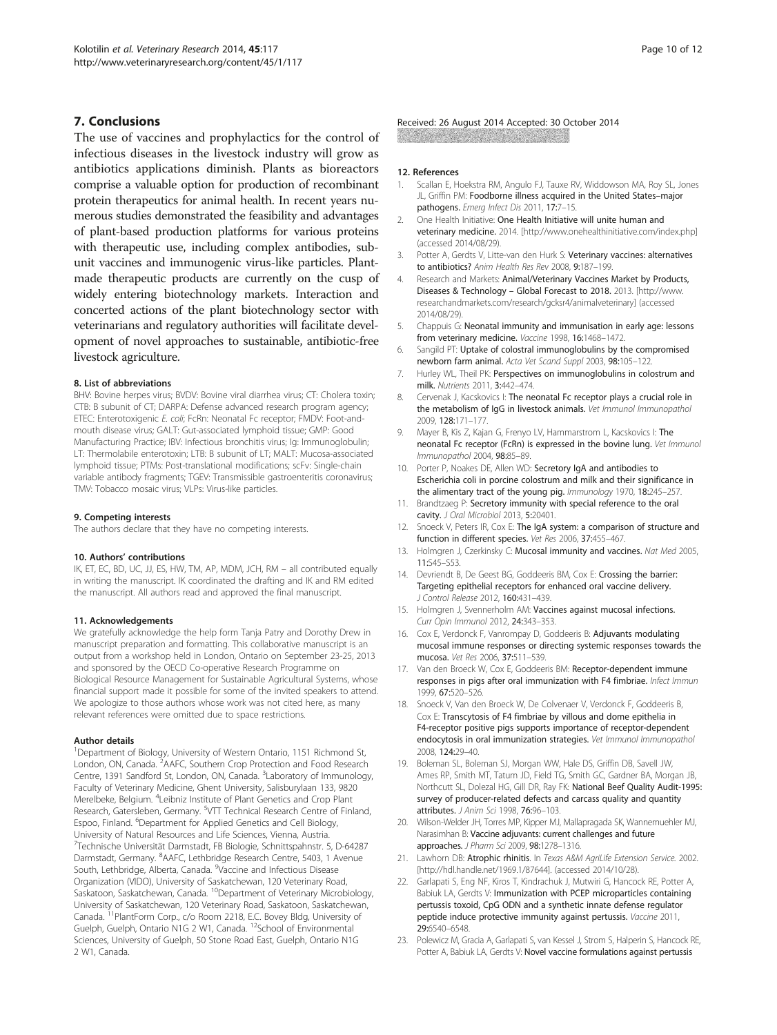## 7. Conclusions

The use of vaccines and prophylactics for the control of infectious diseases in the livestock industry will grow as antibiotics applications diminish. Plants as bioreactors comprise a valuable option for production of recombinant protein therapeutics for animal health. In recent years numerous studies demonstrated the feasibility and advantages of plant-based production platforms for various proteins with therapeutic use, including complex antibodies, subunit vaccines and immunogenic virus-like particles. Plant-made therapeutic products are currently on the cusp of widely entering biotechnology markets. Interaction and concerted actions of the plant biotechnology sector with veterinarians and regulatory authorities will facilitate development of novel approaches to sustainable, antibiotic-free livestock agriculture.

#### 8. List of abbreviations

BHV: Bovine herpes virus; BVDV: Bovine viral diarrhea virus; CT: Cholera toxin; CTB: B subunit of CT; DARPA: Defense advanced research program agency; ETEC: Enterotoxigenic *E. coli*; FcRn: Neonatal Fc receptor; FMDV: Foot-and-mouth disease virus; GALT: Gut-associated lymphoid tissue; GMP: Good Manufacturing Practice; IBV: Infectious bronchitis virus; Ig: Immunoglobulin; LT: Thermolabile enterotoxin; LTB: B subunit of LT; MALT: Mucosa-associated lymphoid tissue; PTMs: Post-translational modifications; scFv: Single-chain variable antibody fragments; TGEV: Transmissible gastroenteritis coronavirus; TMV: Tobacco mosaic virus; VLPs: Virus-like particles.

#### 9. Competing interests

The authors declare that they have no competing interests.

#### 10. Authors' contributions

IK, ET, EC, BD, UC, JJ, ES, HW, TM, AP, MDM, JCH, RM – all contributed equally in writing the manuscript. IK coordinated the drafting and IK and RM edited the manuscript. All authors read and approved the final manuscript.

#### 11. Acknowledgements

We gratefully acknowledge the help form Tanja Patry and Dorothy Drew in manuscript preparation and formatting. This collaborative manuscript is an output from a workshop held in London, Ontario on September 23-25, 2013 and sponsored by the OECD Co-operative Research Programme on Biological Resource Management for Sustainable Agricultural Systems, whose financial support made it possible for some of the invited speakers to attend. We apologize to those authors whose work was not cited here, as many relevant references were omitted due to space restrictions.

#### Author details

[1]Department of Biology, University of Western Ontario, 1151 Richmond St, London, ON, Canada. [2]AAFC, Southern Crop Protection and Food Research Centre, 1391 Sandford St, London, ON, Canada. [3]Laboratory of Immunology, Faculty of Veterinary Medicine, Ghent University, Salisburylaan 133, 9820 Merelbeke, Belgium. [4]Leibniz Institute of Plant Genetics and Crop Plant Research, Gatersleben, Germany. [5]VTT Technical Research Centre of Finland, Espoo, Finland. [6]Department for Applied Genetics and Cell Biology, University of Natural Resources and Life Sciences, Vienna, Austria. [7]Technische Universität Darmstadt, FB Biologie, Schnittspahnstr. 5, D-64287 Darmstadt, Germany. [8]AAFC, Lethbridge Research Centre, 5403, 1 Avenue South, Lethbridge, Alberta, Canada. [9]Vaccine and Infectious Disease Organization (VIDO), University of Saskatchewan, 120 Veterinary Road, Saskatoon, Saskatchewan, Canada. [10]Department of Veterinary Microbiology, University of Saskatchewan, 120 Veterinary Road, Saskatoon, Saskatchewan, Canada. [11]PlantForm Corp., c/o Room 2218, E.C. Bovey Bldg, University of Guelph, Guelph, Ontario N1G 2 W1, Canada. [12]School of Environmental Sciences, University of Guelph, 50 Stone Road East, Guelph, Ontario N1G 2 W1, Canada.

Received: 26 August 2014 Accepted: 30 October 2014

#### 12. References

1. Scallan E, Hoekstra RM, Angulo FJ, Tauxe RV, Widdowson MA, Roy SL, Jones JL, Griffin PM: **Foodborne illness acquired in the United States–major pathogens.** *Emerg Infect Dis* 2011, **17:**7–15.
2. One Health Initiative: **One Health Initiative will unite human and veterinary medicine.** 2014. [http://www.onehealthinitiative.com/index.php] (accessed 2014/08/29).
3. Potter A, Gerdts V, Litte-van den Hurk S: **Veterinary vaccines: alternatives to antibiotics?** *Anim Health Res Rev* 2008, **9:**187–199.
4. Research and Markets: **Animal/Veterinary Vaccines Market by Products, Diseases & Technology – Global Forecast to 2018.** 2013. [http://www.researchandmarkets.com/research/gcksr4/animalveterinary] (accessed 2014/08/29).
5. Chappuis G: **Neonatal immunity and immunisation in early age: lessons from veterinary medicine.** *Vaccine* 1998, **16:**1468–1472.
6. Sangild PT: **Uptake of colostral immunoglobulins by the compromised newborn farm animal.** *Acta Vet Scand Suppl* 2003, **98:**105–122.
7. Hurley WL, Theil PK: **Perspectives on immunoglobulins in colostrum and milk.** *Nutrients* 2011, **3:**442–474.
8. Cervenak J, Kacskovics I: **The neonatal Fc receptor plays a crucial role in the metabolism of IgG in livestock animals.** *Vet Immunol Immunopathol* 2009, **128:**171–177.
9. Mayer B, Kis Z, Kajan G, Frenyo LV, Hammarstrom L, Kacskovics I: **The neonatal Fc receptor (FcRn) is expressed in the bovine lung.** *Vet Immunol Immunopathol* 2004, **98:**85–89.
10. Porter P, Noakes DE, Allen WD: **Secretory IgA and antibodies to Escherichia coli in porcine colostrum and milk and their significance in the alimentary tract of the young pig.** *Immunology* 1970, **18:**245–257.
11. Brandtzaeg P: **Secretory immunity with special reference to the oral cavity.** *J Oral Microbiol* 2013, **5:**20401.
12. Snoeck V, Peters IR, Cox E: **The IgA system: a comparison of structure and function in different species.** *Vet Res* 2006, **37:**455–467.
13. Holmgren J, Czerkinsky C: **Mucosal immunity and vaccines.** *Nat Med* 2005, **11:**S45–S53.
14. Devriendt B, De Geest BG, Goddeeris BM, Cox E: **Crossing the barrier: Targeting epithelial receptors for enhanced oral vaccine delivery.** *J Control Release* 2012, **160:**431–439.
15. Holmgren J, Svennerholm AM: **Vaccines against mucosal infections.** *Curr Opin Immunol* 2012, **24:**343–353.
16. Cox E, Verdonck F, Vanrompay D, Goddeeris B: **Adjuvants modulating mucosal immune responses or directing systemic responses towards the mucosa.** *Vet Res* 2006, **37:**511–539.
17. Van den Broeck W, Cox E, Goddeeris BM: **Receptor-dependent immune responses in pigs after oral immunization with F4 fimbriae.** *Infect Immun* 1999, **67:**520–526.
18. Snoeck V, Van den Broeck W, De Colvenaer V, Verdonck F, Goddeeris B, Cox E: **Transcytosis of F4 fimbriae by villous and dome epithelia in F4-receptor positive pigs supports importance of receptor-dependent endocytosis in oral immunization strategies.** *Vet Immunol Immunopathol* 2008, **124:**29–40.
19. Boleman SL, Boleman SJ, Morgan WW, Hale DS, Griffin DB, Savell JW, Ames RP, Smith MT, Tatum JD, Field TG, Smith GC, Gardner BA, Morgan JB, Northcutt SL, Dolezal HG, Gill DR, Ray FK: **National Beef Quality Audit-1995: survey of producer-related defects and carcass quality and quantity attributes.** *J Anim Sci* 1998, **76:**96–103.
20. Wilson-Welder JH, Torres MP, Kipper MJ, Mallapragada SK, Wannemuehler MJ, Narasimhan B: **Vaccine adjuvants: current challenges and future approaches.** *J Pharm Sci* 2009, **98:**1278–1316.
21. Lawhorn DB: **Atrophic rhinitis.** In *Texas A&M AgriLife Extension Service.* 2002. [http://hdl.handle.net/1969.1/87644]. (accessed 2014/10/28).
22. Garlapati S, Eng NF, Kiros T, Kindrachuk J, Mutwiri G, Hancock RE, Potter A, Babiuk LA, Gerdts V: **Immunization with PCEP microparticles containing pertussis toxoid, CpG ODN and a synthetic innate defense regulator peptide induce protective immunity against pertussis.** *Vaccine* 2011, **29:**6540–6548.
23. Polewicz M, Gracia A, Garlapati S, van Kessel J, Strom S, Halperin S, Hancock RE, Potter A, Babiuk LA, Gerdts V: **Novel vaccine formulations against pertussis**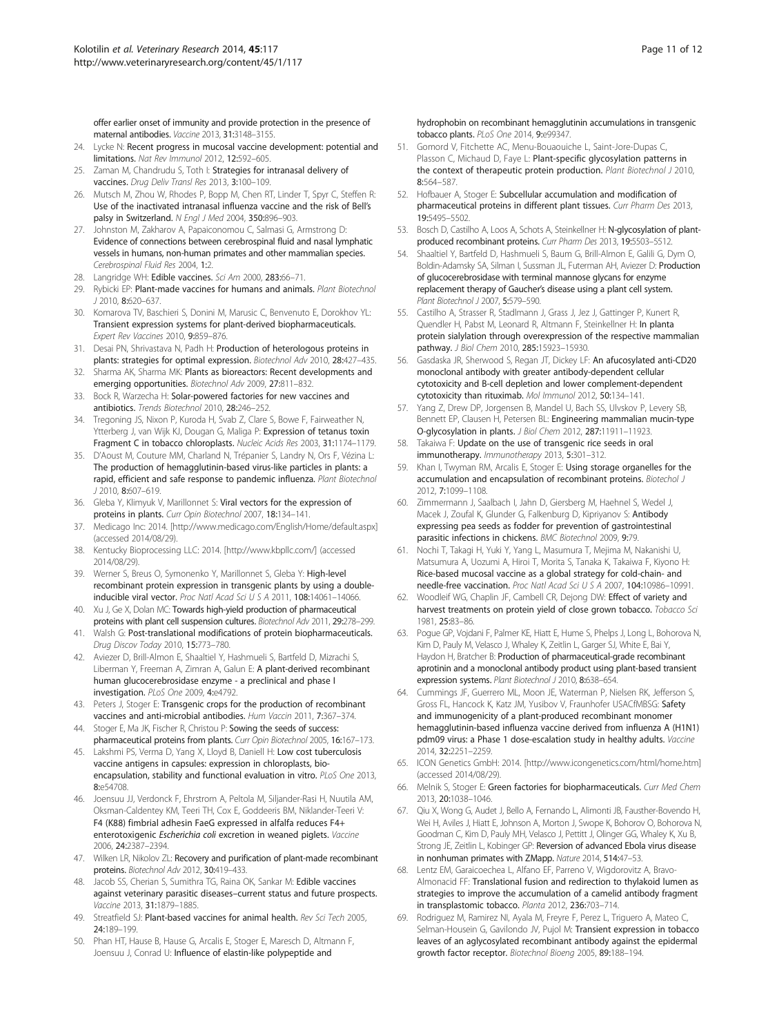offer earlier onset of immunity and provide protection in the presence of maternal antibodies. *Vaccine* 2013, **31**:3148–3155.

24. Lycke N: **Recent progress in mucosal vaccine development: potential and limitations.** *Nat Rev Immunol* 2012, **12**:592–605.
25. Zaman M, Chandrudu S, Toth I: **Strategies for intranasal delivery of vaccines.** *Drug Deliv Transl Res* 2013, **3**:100–109.
26. Mutsch M, Zhou W, Rhodes P, Bopp M, Chen RT, Linder T, Spyr C, Steffen R: **Use of the inactivated intranasal influenza vaccine and the risk of Bell's palsy in Switzerland.** *N Engl J Med* 2004, **350**:896–903.
27. Johnston M, Zakharov A, Papaiconomou C, Salmasi G, Armstrong D: **Evidence of connections between cerebrospinal fluid and nasal lymphatic vessels in humans, non-human primates and other mammalian species.** *Cerebrospinal Fluid Res* 2004, **1**:2.
28. Langridge WH: **Edible vaccines.** *Sci Am* 2000, **283**:66–71.
29. Rybicki EP: **Plant-made vaccines for humans and animals.** *Plant Biotechnol J* 2010, **8**:620–637.
30. Komarova TV, Baschieri S, Donini M, Marusic C, Benvenuto E, Dorokhov YL: **Transient expression systems for plant-derived biopharmaceuticals.** *Expert Rev Vaccines* 2010, **9**:859–876.
31. Desai PN, Shrivastava N, Padh H: **Production of heterologous proteins in plants: strategies for optimal expression.** *Biotechnol Adv* 2010, **28**:427–435.
32. Sharma AK, Sharma MK: **Plants as bioreactors: Recent developments and emerging opportunities.** *Biotechnol Adv* 2009, **27**:811–832.
33. Bock R, Warzecha H: **Solar-powered factories for new vaccines and antibiotics.** *Trends Biotechnol* 2010, **28**:246–252.
34. Tregoning JS, Nixon P, Kuroda H, Svab Z, Clare S, Bowe F, Fairweather N, Ytterberg J, van Wijk KJ, Dougan G, Maliga P: **Expression of tetanus toxin Fragment C in tobacco chloroplasts.** *Nucleic Acids Res* 2003, **31**:1174–1179.
35. D'Aoust M, Couture MM, Charland N, Trépanier S, Landry N, Ors F, Vézina L: **The production of hemagglutinin-based virus-like particles in plants: a rapid, efficient and safe response to pandemic influenza.** *Plant Biotechnol J* 2010, **8**:607–619.
36. Gleba Y, Klimyuk V, Marillonnet S: **Viral vectors for the expression of proteins in plants.** *Curr Opin Biotechnol* 2007, **18**:134–141.
37. Medicago Inc: 2014. [http://www.medicago.com/English/Home/default.aspx] (accessed 2014/08/29).
38. Kentucky Bioprocessing LLC: 2014. [http://www.kbpllc.com/] (accessed 2014/08/29).
39. Werner S, Breus O, Symonenko Y, Marillonnet S, Gleba Y: **High-level recombinant protein expression in transgenic plants by using a double-inducible viral vector.** *Proc Natl Acad Sci U S A* 2011, **108**:14061–14066.
40. Xu J, Ge X, Dolan MC: **Towards high-yield production of pharmaceutical proteins with plant cell suspension cultures.** *Biotechnol Adv* 2011, **29**:278–299.
41. Walsh G: **Post-translational modifications of protein biopharmaceuticals.** *Drug Discov Today* 2010, **15**:773–780.
42. Aviezer D, Brill-Almon E, Shaaltiel Y, Hashmueli S, Bartfeld D, Mizrachi S, Liberman Y, Freeman A, Zimran A, Galun E: **A plant-derived recombinant human glucocerebrosidase enzyme - a preclinical and phase I investigation.** *PLoS One* 2009, **4**:e4792.
43. Peters J, Stoger E: **Transgenic crops for the production of recombinant vaccines and anti-microbial antibodies.** *Hum Vaccin* 2011, **7**:367–374.
44. Stoger E, Ma JK, Fischer R, Christou P: **Sowing the seeds of success: pharmaceutical proteins from plants.** *Curr Opin Biotechnol* 2005, **16**:167–173.
45. Lakshmi PS, Verma D, Yang X, Lloyd B, Daniell H: **Low cost tuberculosis vaccine antigens in capsules: expression in chloroplasts, bio-encapsulation, stability and functional evaluation in vitro.** *PLoS One* 2013, **8**:e54708.
46. Joensuu JJ, Verdonck F, Ehrstrom A, Peltola M, Siljander-Rasi H, Nuutila AM, Oksman-Caldentey KM, Teeri TH, Cox E, Goddeeris BM, Niklander-Teeri V: **F4 (K88) fimbrial adhesin FaeG expressed in alfalfa reduces F4+ enterotoxigenic *Escherichia coli* excretion in weaned piglets.** *Vaccine* 2006, **24**:2387–2394.
47. Wilken LR, Nikolov ZL: **Recovery and purification of plant-made recombinant proteins.** *Biotechnol Adv* 2012, **30**:419–433.
48. Jacob SS, Cherian S, Sumithra TG, Raina OK, Sankar M: **Edible vaccines against veterinary parasitic diseases–current status and future prospects.** *Vaccine* 2013, **31**:1879–1885.
49. Streatfield SJ: **Plant-based vaccines for animal health.** *Rev Sci Tech* 2005, **24**:189–199.
50. Phan HT, Hause B, Hause G, Arcalis E, Stoger E, Maresch D, Altmann F, Joensuu J, Conrad U: **Influence of elastin-like polypeptide and hydrophobin on recombinant hemagglutinin accumulations in transgenic tobacco plants.** *PLoS One* 2014, **9**:e99347.
51. Gomord V, Fitchette AC, Menu-Bouaouiche L, Saint-Jore-Dupas C, Plasson C, Michaud D, Faye L: **Plant-specific glycosylation patterns in the context of therapeutic protein production.** *Plant Biotechnol J* 2010, **8**:564–587.
52. Hofbauer A, Stoger E: **Subcellular accumulation and modification of pharmaceutical proteins in different plant tissues.** *Curr Pharm Des* 2013, **19**:5495–5502.
53. Bosch D, Castilho A, Loos A, Schots A, Steinkellner H: **N-glycosylation of plant-produced recombinant proteins.** *Curr Pharm Des* 2013, **19**:5503–5512.
54. Shaaltiel Y, Bartfeld D, Hashmueli S, Baum G, Brill-Almon E, Galili G, Dym O, Boldin-Adamsky SA, Silman I, Sussman JL, Futerman AH, Aviezer D: **Production of glucocerebrosidase with terminal mannose glycans for enzyme replacement therapy of Gaucher's disease using a plant cell system.** *Plant Biotechnol J* 2007, **5**:579–590.
55. Castilho A, Strasser R, Stadlmann J, Grass J, Jez J, Gattinger P, Kunert R, Quendler H, Pabst M, Leonard R, Altmann F, Steinkellner H: **In planta protein sialylation through overexpression of the respective mammalian pathway.** *J Biol Chem* 2010, **285**:15923–15930.
56. Gasdaska JR, Sherwood S, Regan JT, Dickey LF: **An afucosylated anti-CD20 monoclonal antibody with greater antibody-dependent cellular cytotoxicity and B-cell depletion and lower complement-dependent cytotoxicity than rituximab.** *Mol Immunol* 2012, **50**:134–141.
57. Yang Z, Drew DP, Jorgensen B, Mandel U, Bach SS, Ulvskov P, Levery SB, Bennett EP, Clausen H, Petersen BL: **Engineering mammalian mucin-type O-glycosylation in plants.** *J Biol Chem* 2012, **287**:11911–11923.
58. Takaiwa F: **Update on the use of transgenic rice seeds in oral immunotherapy.** *Immunotherapy* 2013, **5**:301–312.
59. Khan I, Twyman RM, Arcalis E, Stoger E: **Using storage organelles for the accumulation and encapsulation of recombinant proteins.** *Biotechol J* 2012, **7**:1099–1108.
60. Zimmermann J, Saalbach I, Jahn D, Giersberg M, Haehnel S, Wedel J, Macek J, Zoufal K, Glunder G, Falkenburg D, Kipriyanov S: **Antibody expressing pea seeds as fodder for prevention of gastrointestinal parasitic infections in chickens.** *BMC Biotechnol* 2009, **9**:79.
61. Nochi T, Takagi H, Yuki Y, Yang L, Masumura T, Mejima M, Nakanishi U, Matsumura A, Uozumi A, Hiroi T, Morita S, Tanaka K, Takaiwa F, Kiyono H: **Rice-based mucosal vaccine as a global strategy for cold-chain- and needle-free vaccination.** *Proc Natl Acad Sci U S A* 2007, **104**:10986–10991.
62. Woodleif WG, Chaplin JF, Cambell CR, Dejong DW: **Effect of variety and harvest treatments on protein yield of close grown tobacco.** *Tobacco Sci* 1981, **25**:83–86.
63. Pogue GP, Vojdani F, Palmer KE, Hiatt E, Hume S, Phelps J, Long L, Bohorova N, Kim D, Pauly M, Velasco J, Whaley K, Zeitlin L, Garger SJ, White E, Bai Y, Haydon H, Bratcher B: **Production of pharmaceutical-grade recombinant aprotinin and a monoclonal antibody product using plant-based transient expression systems.** *Plant Biotechnol J* 2010, **8**:638–654.
64. Cummings JF, Guerrero ML, Moon JE, Waterman P, Nielsen RK, Jefferson S, Gross FL, Hancock K, Katz JM, Yusibov V, Fraunhofer USACfMBSG: **Safety and immunogenicity of a plant-produced recombinant monomer hemagglutinin-based influenza vaccine derived from influenza A (H1N1) pdm09 virus: a Phase 1 dose-escalation study in healthy adults.** *Vaccine* 2014, **32**:2251–2259.
65. ICON Genetics GmbH: 2014. [http://www.icongenetics.com/html/home.htm] (accessed 2014/08/29).
66. Melnik S, Stoger E: **Green factories for biopharmaceuticals.** *Curr Med Chem* 2013, **20**:1038–1046.
67. Qiu X, Wong G, Audet J, Bello A, Fernando L, Alimonti JB, Fausther-Bovendo H, Wei H, Aviles J, Hiatt E, Johnson A, Morton J, Swope K, Bohorov O, Bohorova N, Goodman C, Kim D, Pauly MH, Velasco J, Pettitt J, Olinger GG, Whaley K, Xu B, Strong JE, Zeitlin L, Kobinger GP: **Reversion of advanced Ebola virus disease in nonhuman primates with ZMapp.** *Nature* 2014, **514**:47–53.
68. Lentz EM, Garaicoechea L, Alfano EF, Parreno V, Wigdorovitz A, Bravo-Almonacid FF: **Translational fusion and redirection to thylakoid lumen as strategies to improve the accumulation of a camelid antibody fragment in transplastomic tobacco.** *Planta* 2012, **236**:703–714.
69. Rodriguez M, Ramirez NI, Ayala M, Freyre F, Perez L, Triguero A, Mateo C, Selman-Housein G, Gavilondo JV, Pujol M: **Transient expression in tobacco leaves of an aglycosylated recombinant antibody against the epidermal growth factor receptor.** *Biotechnol Bioeng* 2005, **89**:188–194.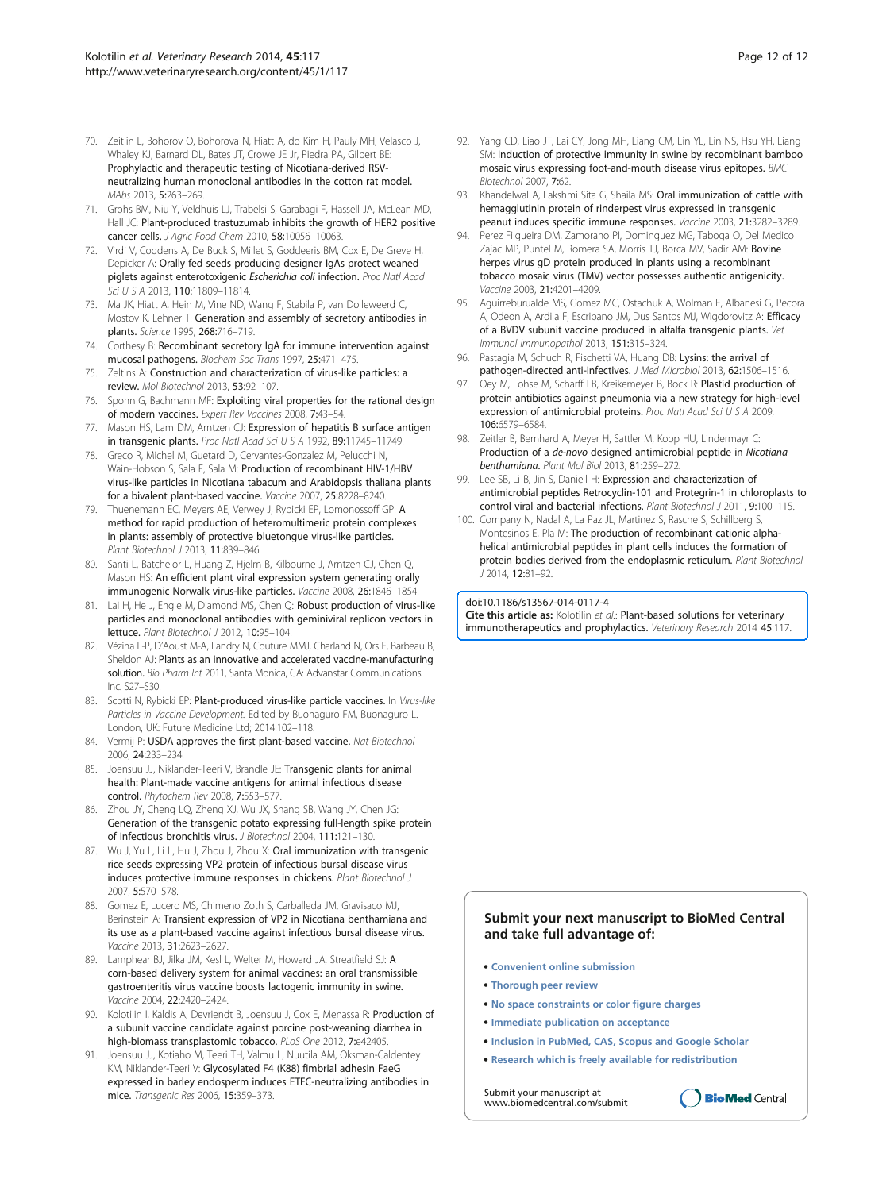70. Zeitlin L, Bohorov O, Bohorova N, Hiatt A, do Kim H, Pauly MH, Velasco J, Whaley KJ, Barnard DL, Bates JT, Crowe JE Jr, Piedra PA, Gilbert BE: **Prophylactic and therapeutic testing of Nicotiana-derived RSV-neutralizing human monoclonal antibodies in the cotton rat model.** *MAbs* 2013, **5:**263–269.
71. Grohs BM, Niu Y, Veldhuis LJ, Trabelsi S, Garabagi F, Hassell JA, McLean MD, Hall JC: **Plant-produced trastuzumab inhibits the growth of HER2 positive cancer cells.** *J Agric Food Chem* 2010, **58:**10056–10063.
72. Virdi V, Coddens A, De Buck S, Millet S, Goddeeris BM, Cox E, De Greve H, Depicker A: **Orally fed seeds producing designer IgAs protect weaned piglets against enterotoxigenic *Escherichia coli* infection.** *Proc Natl Acad Sci U S A* 2013, **110:**11809–11814.
73. Ma JK, Hiatt A, Hein M, Vine ND, Wang F, Stabila P, van Dolleweerd C, Mostov K, Lehner T: **Generation and assembly of secretory antibodies in plants.** *Science* 1995, **268:**716–719.
74. Corthesy B: **Recombinant secretory IgA for immune intervention against mucosal pathogens.** *Biochem Soc Trans* 1997, **25:**471–475.
75. Zeltins A: **Construction and characterization of virus-like particles: a review.** *Mol Biotechnol* 2013, **53:**92–107.
76. Spohn G, Bachmann MF: **Exploiting viral properties for the rational design of modern vaccines.** *Expert Rev Vaccines* 2008, **7:**43–54.
77. Mason HS, Lam DM, Arntzen CJ: **Expression of hepatitis B surface antigen in transgenic plants.** *Proc Natl Acad Sci U S A* 1992, **89:**11745–11749.
78. Greco R, Michel M, Guetard D, Cervantes-Gonzalez M, Pelucchi N, Wain-Hobson S, Sala F, Sala M: **Production of recombinant HIV-1/HBV virus-like particles in Nicotiana tabacum and Arabidopsis thaliana plants for a bivalent plant-based vaccine.** *Vaccine* 2007, **25:**8228–8240.
79. Thuenemann EC, Meyers AE, Verwey J, Rybicki EP, Lomonossoff GP: **A method for rapid production of heteromultimeric protein complexes in plants: assembly of protective bluetongue virus-like particles.** *Plant Biotechnol J* 2013, **11:**839–846.
80. Santi L, Batchelor L, Huang Z, Hjelm B, Kilbourne J, Arntzen CJ, Chen Q, Mason HS: **An efficient plant viral expression system generating orally immunogenic Norwalk virus-like particles.** *Vaccine* 2008, **26:**1846–1854.
81. Lai H, He J, Engle M, Diamond MS, Chen Q: **Robust production of virus-like particles and monoclonal antibodies with geminiviral replicon vectors in lettuce.** *Plant Biotechnol J* 2012, **10:**95–104.
82. Vézina L-P, D'Aoust M-A, Landry N, Couture MMJ, Charland N, Ors F, Barbeau B, Sheldon AJ: **Plants as an innovative and accelerated vaccine-manufacturing solution.** *Bio Pharm Int* 2011, Santa Monica, CA: Advanstar Communications Inc. S27–S30.
83. Scotti N, Rybicki EP: **Plant-produced virus-like particle vaccines.** In *Virus-like Particles in Vaccine Development.* Edited by Buonaguro FM, Buonaguro L. London, UK: Future Medicine Ltd; 2014:102–118.
84. Vermij P: **USDA approves the first plant-based vaccine.** *Nat Biotechnol* 2006, **24:**233–234.
85. Joensuu JJ, Niklander-Teeri V, Brandle JE: **Transgenic plants for animal health: Plant-made vaccine antigens for animal infectious disease control.** *Phytochem Rev* 2008, **7:**553–577.
86. Zhou JY, Cheng LQ, Zheng XJ, Wu JX, Shang SB, Wang JY, Chen JG: **Generation of the transgenic potato expressing full-length spike protein of infectious bronchitis virus.** *J Biotechnol* 2004, **111:**121–130.
87. Wu J, Yu L, Li L, Hu J, Zhou J, Zhou X: **Oral immunization with transgenic rice seeds expressing VP2 protein of infectious bursal disease virus induces protective immune responses in chickens.** *Plant Biotechnol J* 2007, **5:**570–578.
88. Gomez E, Lucero MS, Chimeno Zoth S, Carballeda JM, Gravisaco MJ, Berinstein A: **Transient expression of VP2 in Nicotiana benthamiana and its use as a plant-based vaccine against infectious bursal disease virus.** *Vaccine* 2013, **31:**2623–2627.
89. Lamphear BJ, Jilka JM, Kesl L, Welter M, Howard JA, Streatfield SJ: **A corn-based delivery system for animal vaccines: an oral transmissible gastroenteritis virus vaccine boosts lactogenic immunity in swine.** *Vaccine* 2004, **22:**2420–2424.
90. Kolotilin I, Kaldis A, Devriendt B, Joensuu J, Cox E, Menassa R: **Production of a subunit vaccine candidate against porcine post-weaning diarrhea in high-biomass transplastomic tobacco.** *PLoS One* 2012, **7:**e42405.
91. Joensuu JJ, Kotiaho M, Teeri TH, Valmu L, Nuutila AM, Oksman-Caldentey KM, Niklander-Teeri V: **Glycosylated F4 (K88) fimbrial adhesin FaeG expressed in barley endosperm induces ETEC-neutralizing antibodies in mice.** *Transgenic Res* 2006, **15:**359–373.
92. Yang CD, Liao JT, Lai CY, Jong MH, Liang CM, Lin YL, Lin NS, Hsu YH, Liang SM: **Induction of protective immunity in swine by recombinant bamboo mosaic virus expressing foot-and-mouth disease virus epitopes.** *BMC Biotechnol* 2007, **7:**62.
93. Khandelwal A, Lakshmi Sita G, Shaila MS: **Oral immunization of cattle with hemagglutinin protein of rinderpest virus expressed in transgenic peanut induces specific immune responses.** *Vaccine* 2003, **21:**3282–3289.
94. Perez Filgueira DM, Zamorano PI, Dominguez MG, Taboga O, Del Medico Zajac MP, Puntel M, Romera SA, Morris TJ, Borca MV, Sadir AM: **Bovine herpes virus gD protein produced in plants using a recombinant tobacco mosaic virus (TMV) vector possesses authentic antigenicity.** *Vaccine* 2003, **21:**4201–4209.
95. Aguirreburualde MS, Gomez MC, Ostachuk A, Wolman F, Albanesi G, Pecora A, Odeon A, Ardila F, Escribano JM, Dus Santos MJ, Wigdorovitz A: **Efficacy of a BVDV subunit vaccine produced in alfalfa transgenic plants.** *Vet Immunol Immunopathol* 2013, **151:**315–324.
96. Pastagia M, Schuch R, Fischetti VA, Huang DB: **Lysins: the arrival of pathogen-directed anti-infectives.** *J Med Microbiol* 2013, **62:**1506–1516.
97. Oey M, Lohse M, Scharff LB, Kreikemeyer B, Bock R: **Plastid production of protein antibiotics against pneumonia via a new strategy for high-level expression of antimicrobial proteins.** *Proc Natl Acad Sci U S A* 2009, **106:**6579–6584.
98. Zeitler B, Bernhard A, Meyer H, Sattler M, Koop HU, Lindermayr C: **Production of a *de-novo* designed antimicrobial peptide in *Nicotiana benthamiana*.** *Plant Mol Biol* 2013, **81:**259–272.
99. Lee SB, Li B, Jin S, Daniell H: **Expression and characterization of antimicrobial peptides Retrocyclin-101 and Protegrin-1 in chloroplasts to control viral and bacterial infections.** *Plant Biotechnol J* 2011, **9:**100–115.
100. Company N, Nadal A, La Paz JL, Martinez S, Rasche S, Schillberg S, Montesinos E, Pla M: **The production of recombinant cationic alpha-helical antimicrobial peptides in plant cells induces the formation of protein bodies derived from the endoplasmic reticulum.** *Plant Biotechnol J* 2014, **12:**81–92.

doi:10.1186/s13567-014-0117-4

**Cite this article as:** Kolotilin *et al.*: Plant-based solutions for veterinary immunotherapeutics and prophylactics. *Veterinary Research* 2014 **45**:117.

**Submit your next manuscript to BioMed Central and take full advantage of:**

- Convenient online submission
- Thorough peer review
- No space constraints or color figure charges
- Immediate publication on acceptance
- Inclusion in PubMed, CAS, Scopus and Google Scholar
- Research which is freely available for redistribution

Submit your manuscript at www.biomedcentral.com/submit

BioMed Central